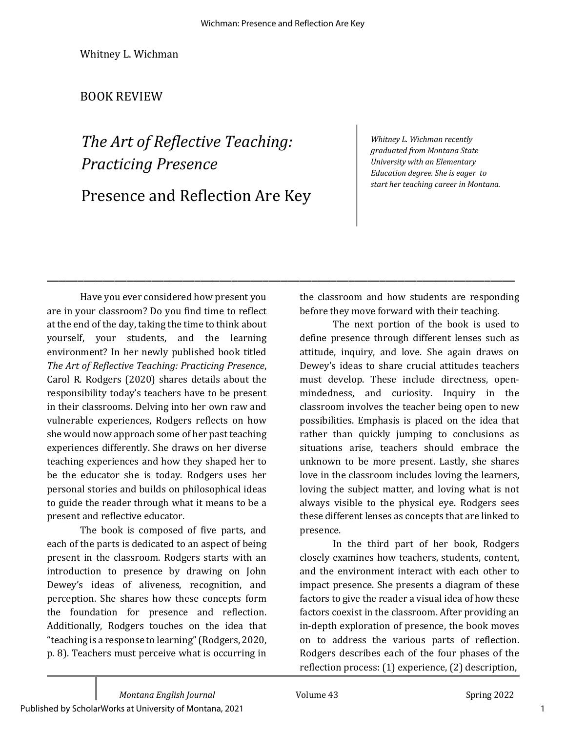Whitney L. Wichman

BOOK REVIEW

# *The Art of Reflective Teaching: Practicing Presence*

## Presence and Reflection Are Key

*Whitney L. Wichman recently graduated from Montana State University with an Elementary Education degree. She is eager to start her teaching career in Montana.*

---

Have you ever considered how present you are in your classroom? Do you find time to reflect at the end of the day, taking the time to think about yourself, your students, and the learning environment? In her newly published book titled *The Art of Reflective Teaching: Practicing Presence*, Carol R. Rodgers (2020) shares details about the responsibility today's teachers have to be present in their classrooms. Delving into her own raw and vulnerable experiences, Rodgers reflects on how she would now approach some of her past teaching experiences differently. She draws on her diverse teaching experiences and how they shaped her to be the educator she is today. Rodgers uses her personal stories and builds on philosophical ideas to guide the reader through what it means to be a present and reflective educator.

The book is composed of five parts, and each of the parts is dedicated to an aspect of being present in the classroom. Rodgers starts with an introduction to presence by drawing on John Dewey's ideas of aliveness, recognition, and perception. She shares how these concepts form the foundation for presence and reflection. Additionally, Rodgers touches on the idea that "teaching is a response to learning" (Rodgers, 2020, p. 8). Teachers must perceive what is occurring in the classroom and how students are responding before they move forward with their teaching.

The next portion of the book is used to define presence through different lenses such as attitude, inquiry, and love. She again draws on Dewey's ideas to share crucial attitudes teachers must develop. These include directness, open-mindedness, and curiosity. Inquiry in the classroom involves the teacher being open to new possibilities. Emphasis is placed on the idea that rather than quickly jumping to conclusions as situations arise, teachers should embrace the unknown to be more present. Lastly, she shares love in the classroom includes loving the learners, loving the subject matter, and loving what is not always visible to the physical eye. Rodgers sees these different lenses as concepts that are linked to presence.

In the third part of her book, Rodgers closely examines how teachers, students, content, and the environment interact with each other to impact presence. She presents a diagram of these factors to give the reader a visual idea of how these factors coexist in the classroom. After providing an in-depth exploration of presence, the book moves on to address the various parts of reflection. Rodgers describes each of the four phases of the reflection process: (1) experience, (2) description,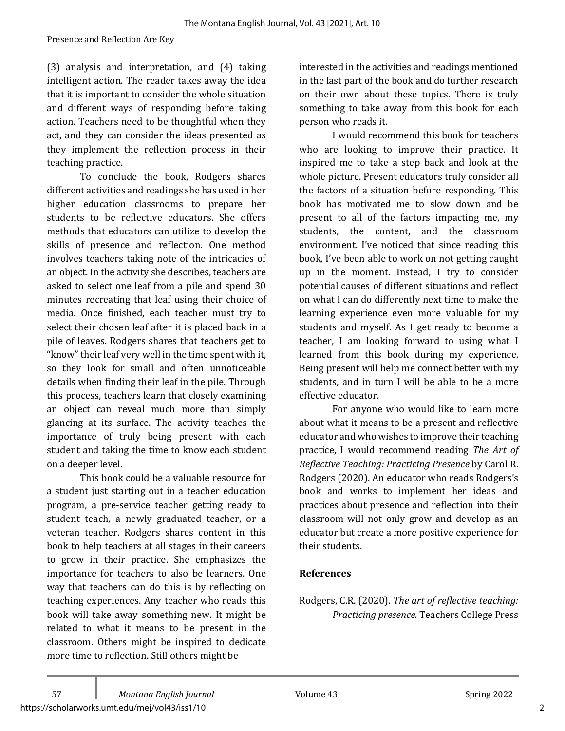(3) analysis and interpretation, and (4) taking intelligent action. The reader takes away the idea that it is important to consider the whole situation and different ways of responding before taking action. Teachers need to be thoughtful when they act, and they can consider the ideas presented as they implement the reflection process in their teaching practice.

To conclude the book, Rodgers shares different activities and readings she has used in her higher education classrooms to prepare her students to be reflective educators. She offers methods that educators can utilize to develop the skills of presence and reflection. One method involves teachers taking note of the intricacies of an object. In the activity she describes, teachers are asked to select one leaf from a pile and spend 30 minutes recreating that leaf using their choice of media. Once finished, each teacher must try to select their chosen leaf after it is placed back in a pile of leaves. Rodgers shares that teachers get to "know" their leaf very well in the time spent with it, so they look for small and often unnoticeable details when finding their leaf in the pile. Through this process, teachers learn that closely examining an object can reveal much more than simply glancing at its surface. The activity teaches the importance of truly being present with each student and taking the time to know each student on a deeper level.

This book could be a valuable resource for a student just starting out in a teacher education program, a pre-service teacher getting ready to student teach, a newly graduated teacher, or a veteran teacher. Rodgers shares content in this book to help teachers at all stages in their careers to grow in their practice. She emphasizes the importance for teachers to also be learners. One way that teachers can do this is by reflecting on teaching experiences. Any teacher who reads this book will take away something new. It might be related to what it means to be present in the classroom. Others might be inspired to dedicate more time to reflection. Still others might be interested in the activities and readings mentioned in the last part of the book and do further research on their own about these topics. There is truly something to take away from this book for each person who reads it.

I would recommend this book for teachers who are looking to improve their practice. It inspired me to take a step back and look at the whole picture. Present educators truly consider all the factors of a situation before responding. This book has motivated me to slow down and be present to all of the factors impacting me, my students, the content, and the classroom environment. I've noticed that since reading this book, I've been able to work on not getting caught up in the moment. Instead, I try to consider potential causes of different situations and reflect on what I can do differently next time to make the learning experience even more valuable for my students and myself. As I get ready to become a teacher, I am looking forward to using what I learned from this book during my experience. Being present will help me connect better with my students, and in turn I will be able to be a more effective educator.

For anyone who would like to learn more about what it means to be a present and reflective educator and who wishes to improve their teaching practice, I would recommend reading *The Art of Reflective Teaching: Practicing Presence* by Carol R. Rodgers (2020). An educator who reads Rodgers's book and works to implement her ideas and practices about presence and reflection into their classroom will not only grow and develop as an educator but create a more positive experience for their students.

## References

Rodgers, C.R. (2020). *The art of reflective teaching: Practicing presence.* Teachers College Press